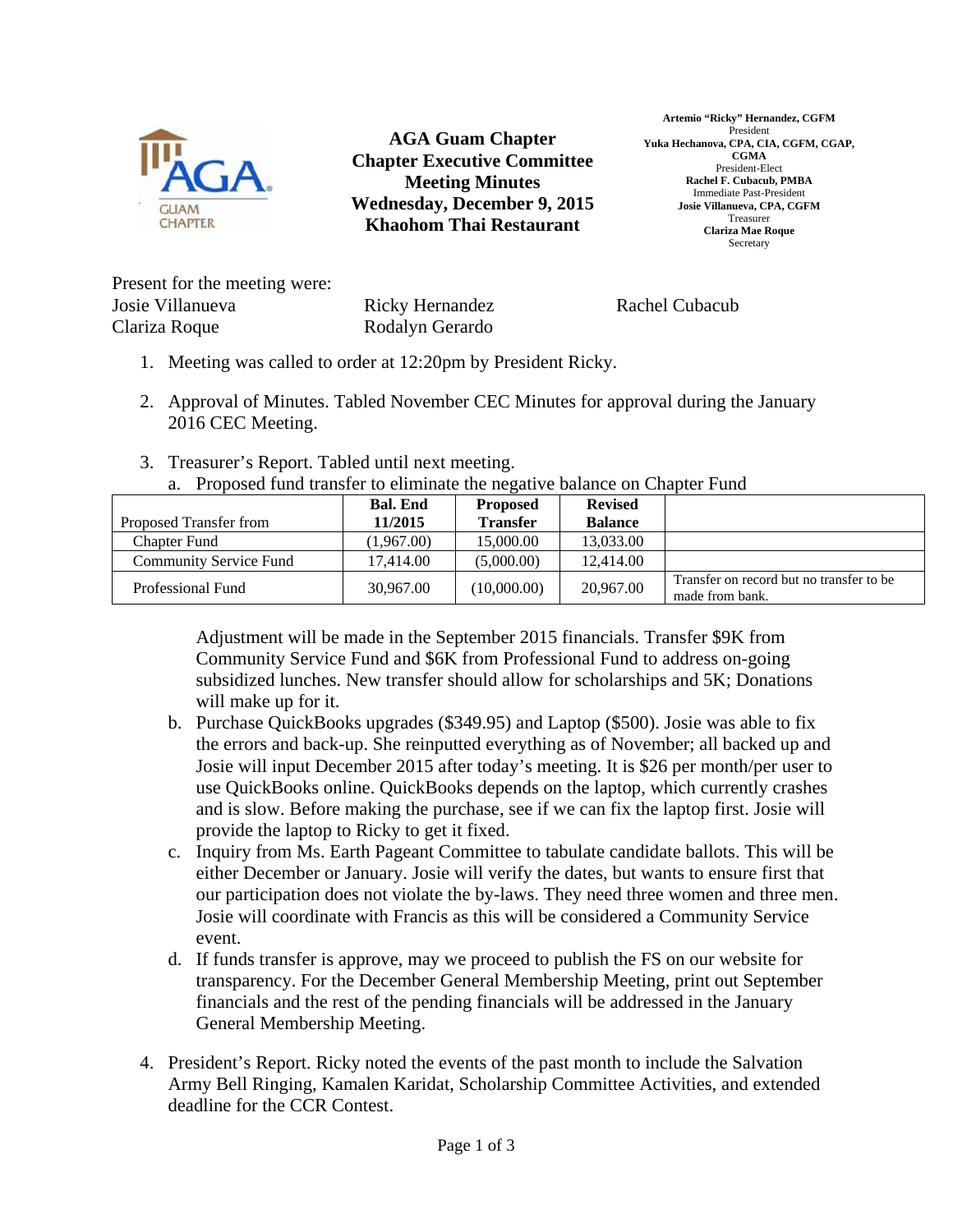# AGA Guam Chapter
## Chapter Executive Committee Meeting Minutes
## Wednesday, December 9, 2015
## Khaohom Thai Restaurant

**Artemio "Ricky" Hernandez, CGFM**
President
**Yuka Hechanova, CPA, CIA, CGFM, CGAP, CGMA**
President-Elect
**Rachel F. Cubacub, PMBA**
Immediate Past-President
**Josie Villanueva, CPA, CGFM**
Treasurer
**Clariza Mae Roque**
Secretary

Present for the meeting were:

Josie Villanueva, Ricky Hernandez, Rachel Cubacub, Clariza Roque, Rodalyn Gerardo

1. Meeting was called to order at 12:20pm by President Ricky.

2. Approval of Minutes. Tabled November CEC Minutes for approval during the January 2016 CEC Meeting.

3. Treasurer's Report. Tabled until next meeting.
   a. Proposed fund transfer to eliminate the negative balance on Chapter Fund

| Proposed Transfer from | Bal. End 11/2015 | Proposed Transfer | Revised Balance | |
|---|---|---|---|---|
| Chapter Fund | (1,967.00) | 15,000.00 | 13,033.00 | |
| Community Service Fund | 17,414.00 | (5,000.00) | 12,414.00 | |
| Professional Fund | 30,967.00 | (10,000.00) | 20,967.00 | Transfer on record but no transfer to be made from bank. |

   Adjustment will be made in the September 2015 financials. Transfer $9K from Community Service Fund and $6K from Professional Fund to address on-going subsidized lunches. New transfer should allow for scholarships and 5K; Donations will make up for it.

   b. Purchase QuickBooks upgrades ($349.95) and Laptop ($500). Josie was able to fix the errors and back-up. She reinputted everything as of November; all backed up and Josie will input December 2015 after today's meeting. It is $26 per month/per user to use QuickBooks online. QuickBooks depends on the laptop, which currently crashes and is slow. Before making the purchase, see if we can fix the laptop first. Josie will provide the laptop to Ricky to get it fixed.
   c. Inquiry from Ms. Earth Pageant Committee to tabulate candidate ballots. This will be either December or January. Josie will verify the dates, but wants to ensure first that our participation does not violate the by-laws. They need three women and three men. Josie will coordinate with Francis as this will be considered a Community Service event.
   d. If funds transfer is approve, may we proceed to publish the FS on our website for transparency. For the December General Membership Meeting, print out September financials and the rest of the pending financials will be addressed in the January General Membership Meeting.

4. President's Report. Ricky noted the events of the past month to include the Salvation Army Bell Ringing, Kamalen Karidat, Scholarship Committee Activities, and extended deadline for the CCR Contest.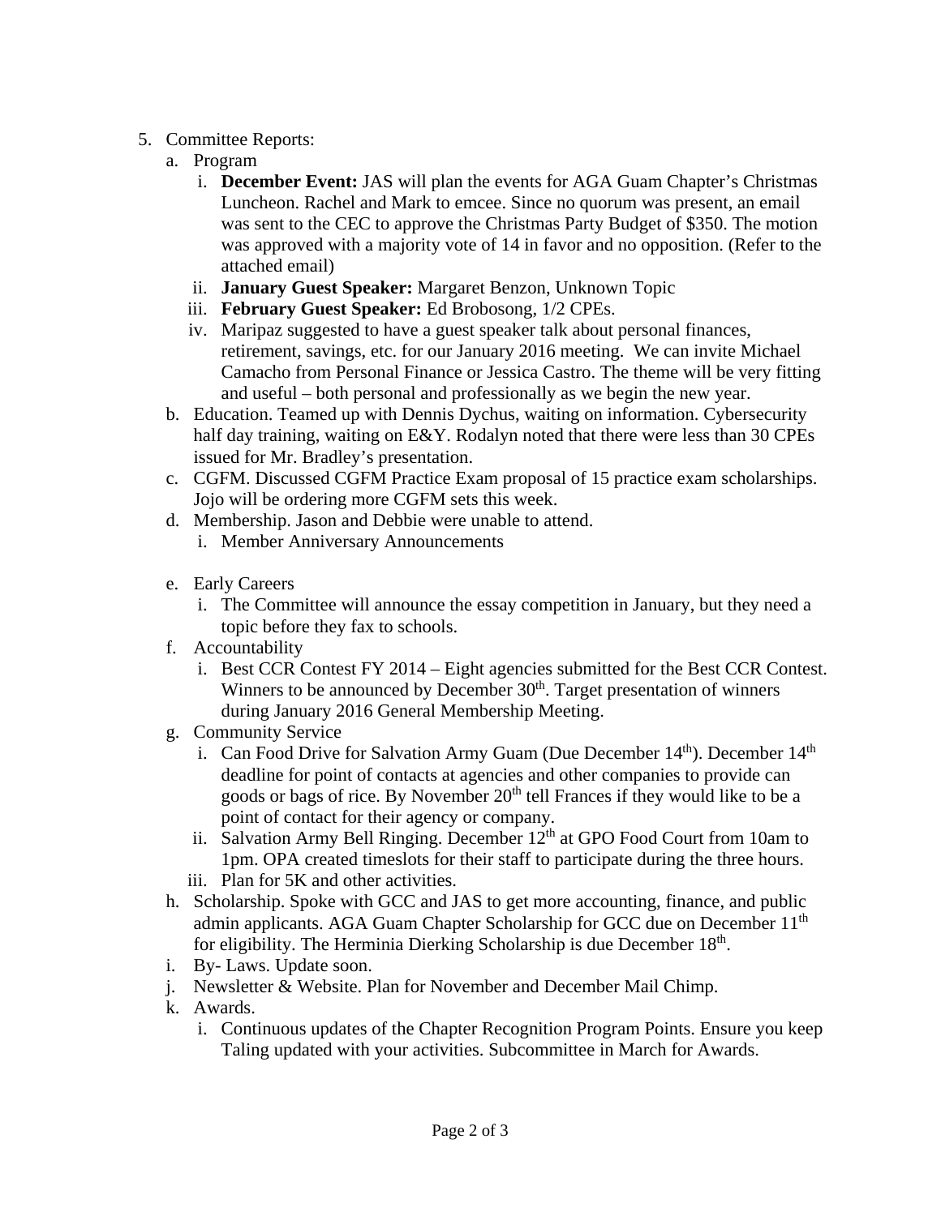5. Committee Reports:
   a. Program
      i. **December Event:** JAS will plan the events for AGA Guam Chapter's Christmas Luncheon. Rachel and Mark to emcee. Since no quorum was present, an email was sent to the CEC to approve the Christmas Party Budget of $350. The motion was approved with a majority vote of 14 in favor and no opposition. (Refer to the attached email)
      ii. **January Guest Speaker:** Margaret Benzon, Unknown Topic
      iii. **February Guest Speaker:** Ed Brobosong, 1/2 CPEs.
      iv. Maripaz suggested to have a guest speaker talk about personal finances, retirement, savings, etc. for our January 2016 meeting. We can invite Michael Camacho from Personal Finance or Jessica Castro. The theme will be very fitting and useful – both personal and professionally as we begin the new year.
   b. Education. Teamed up with Dennis Dychus, waiting on information. Cybersecurity half day training, waiting on E&Y. Rodalyn noted that there were less than 30 CPEs issued for Mr. Bradley's presentation.
   c. CGFM. Discussed CGFM Practice Exam proposal of 15 practice exam scholarships. Jojo will be ordering more CGFM sets this week.
   d. Membership. Jason and Debbie were unable to attend.
      i. Member Anniversary Announcements
   e. Early Careers
      i. The Committee will announce the essay competition in January, but they need a topic before they fax to schools.
   f. Accountability
      i. Best CCR Contest FY 2014 – Eight agencies submitted for the Best CCR Contest. Winners to be announced by December 30th. Target presentation of winners during January 2016 General Membership Meeting.
   g. Community Service
      i. Can Food Drive for Salvation Army Guam (Due December 14th). December 14th deadline for point of contacts at agencies and other companies to provide can goods or bags of rice. By November 20th tell Frances if they would like to be a point of contact for their agency or company.
      ii. Salvation Army Bell Ringing. December 12th at GPO Food Court from 10am to 1pm. OPA created timeslots for their staff to participate during the three hours.
      iii. Plan for 5K and other activities.
   h. Scholarship. Spoke with GCC and JAS to get more accounting, finance, and public admin applicants. AGA Guam Chapter Scholarship for GCC due on December 11th for eligibility. The Herminia Dierking Scholarship is due December 18th.
   i. By- Laws. Update soon.
   j. Newsletter & Website. Plan for November and December Mail Chimp.
   k. Awards.
      i. Continuous updates of the Chapter Recognition Program Points. Ensure you keep Taling updated with your activities. Subcommittee in March for Awards.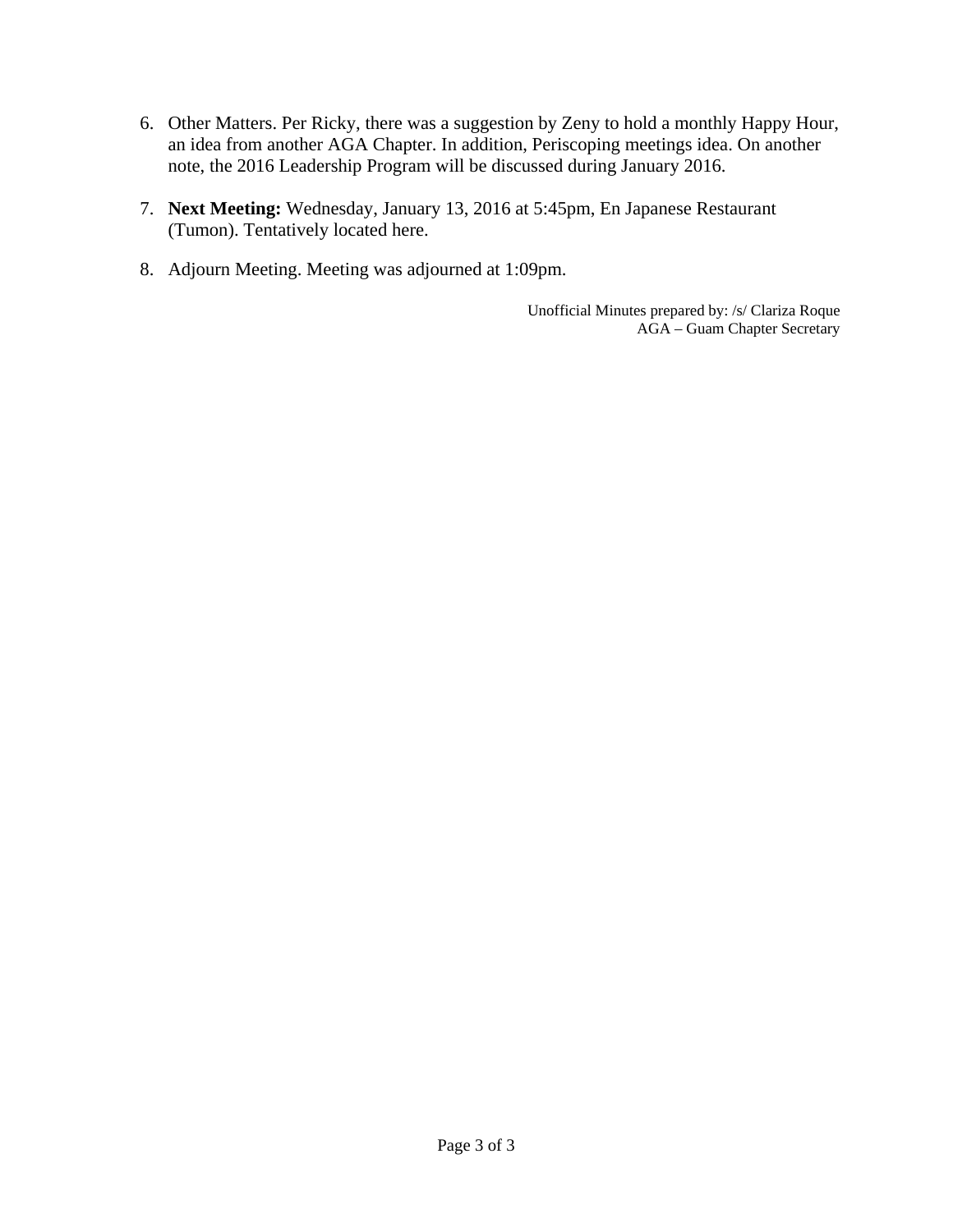6. Other Matters. Per Ricky, there was a suggestion by Zeny to hold a monthly Happy Hour, an idea from another AGA Chapter. In addition, Periscoping meetings idea. On another note, the 2016 Leadership Program will be discussed during January 2016.

7. **Next Meeting:** Wednesday, January 13, 2016 at 5:45pm, En Japanese Restaurant (Tumon). Tentatively located here.

8. Adjourn Meeting. Meeting was adjourned at 1:09pm.

Unofficial Minutes prepared by: /s/ Clariza Roque
AGA – Guam Chapter Secretary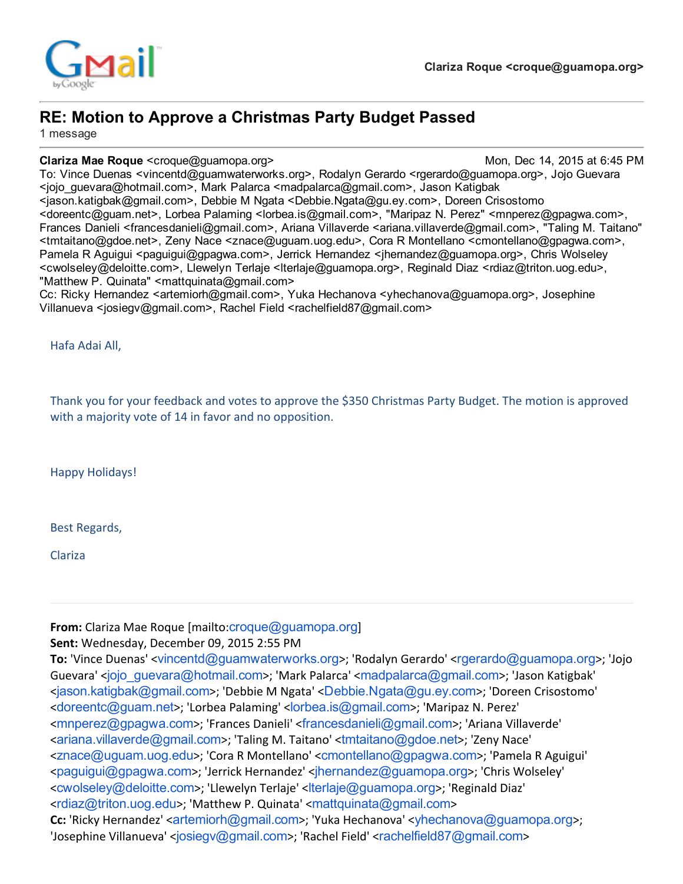Clariza Roque <croque@guamopa.org>

# RE: Motion to Approve a Christmas Party Budget Passed

1 message

**Clariza Mae Roque** <croque@guamopa.org> Mon, Dec 14, 2015 at 6:45 PM

To: Vince Duenas <vincentd@guamwaterworks.org>, Rodalyn Gerardo <rgerardo@guamopa.org>, Jojo Guevara <jojo_guevara@hotmail.com>, Mark Palarca <madpalarca@gmail.com>, Jason Katigbak <jason.katigbak@gmail.com>, Debbie M Ngata <Debbie.Ngata@gu.ey.com>, Doreen Crisostomo <doreentc@guam.net>, Lorbea Palaming <lorbea.is@gmail.com>, "Maripaz N. Perez" <mnperez@gpagwa.com>, Frances Danieli <francesdanieli@gmail.com>, Ariana Villaverde <ariana.villaverde@gmail.com>, "Taling M. Taitano" <tmtaitano@gdoe.net>, Zeny Nace <znace@uguam.uog.edu>, Cora R Montellano <cmontellano@gpagwa.com>, Pamela R Aguigui <paguigui@gpagwa.com>, Jerrick Hernandez <jhernandez@guamopa.org>, Chris Wolseley <cwolseley@deloitte.com>, Llewelyn Terlaje <lterlaje@guamopa.org>, Reginald Diaz <rdiaz@triton.uog.edu>, "Matthew P. Quinata" <mattquinata@gmail.com>

Cc: Ricky Hernandez <artemiorh@gmail.com>, Yuka Hechanova <yhechanova@guamopa.org>, Josephine Villanueva <josiegv@gmail.com>, Rachel Field <rachelfield87@gmail.com>

Hafa Adai All,

Thank you for your feedback and votes to approve the $350 Christmas Party Budget. The motion is approved with a majority vote of 14 in favor and no opposition.

Happy Holidays!

Best Regards,

Clariza

---

**From:** Clariza Mae Roque [mailto:croque@guamopa.org]
**Sent:** Wednesday, December 09, 2015 2:55 PM
**To:** 'Vince Duenas' <vincentd@guamwaterworks.org>; 'Rodalyn Gerardo' <rgerardo@guamopa.org>; 'Jojo Guevara' <jojo_guevara@hotmail.com>; 'Mark Palarca' <madpalarca@gmail.com>; 'Jason Katigbak' <jason.katigbak@gmail.com>; 'Debbie M Ngata' <Debbie.Ngata@gu.ey.com>; 'Doreen Crisostomo' <doreentc@guam.net>; 'Lorbea Palaming' <lorbea.is@gmail.com>; 'Maripaz N. Perez' <mnperez@gpagwa.com>; 'Frances Danieli' <francesdanieli@gmail.com>; 'Ariana Villaverde' <ariana.villaverde@gmail.com>; 'Taling M. Taitano' <tmtaitano@gdoe.net>; 'Zeny Nace' <znace@uguam.uog.edu>; 'Cora R Montellano' <cmontellano@gpagwa.com>; 'Pamela R Aguigui' <paguigui@gpagwa.com>; 'Jerrick Hernandez' <jhernandez@guamopa.org>; 'Chris Wolseley' <cwolseley@deloitte.com>; 'Llewelyn Terlaje' <lterlaje@guamopa.org>; 'Reginald Diaz' <rdiaz@triton.uog.edu>; 'Matthew P. Quinata' <mattquinata@gmail.com>
**Cc:** 'Ricky Hernandez' <artemiorh@gmail.com>; 'Yuka Hechanova' <yhechanova@guamopa.org>; 'Josephine Villanueva' <josiegv@gmail.com>; 'Rachel Field' <rachelfield87@gmail.com>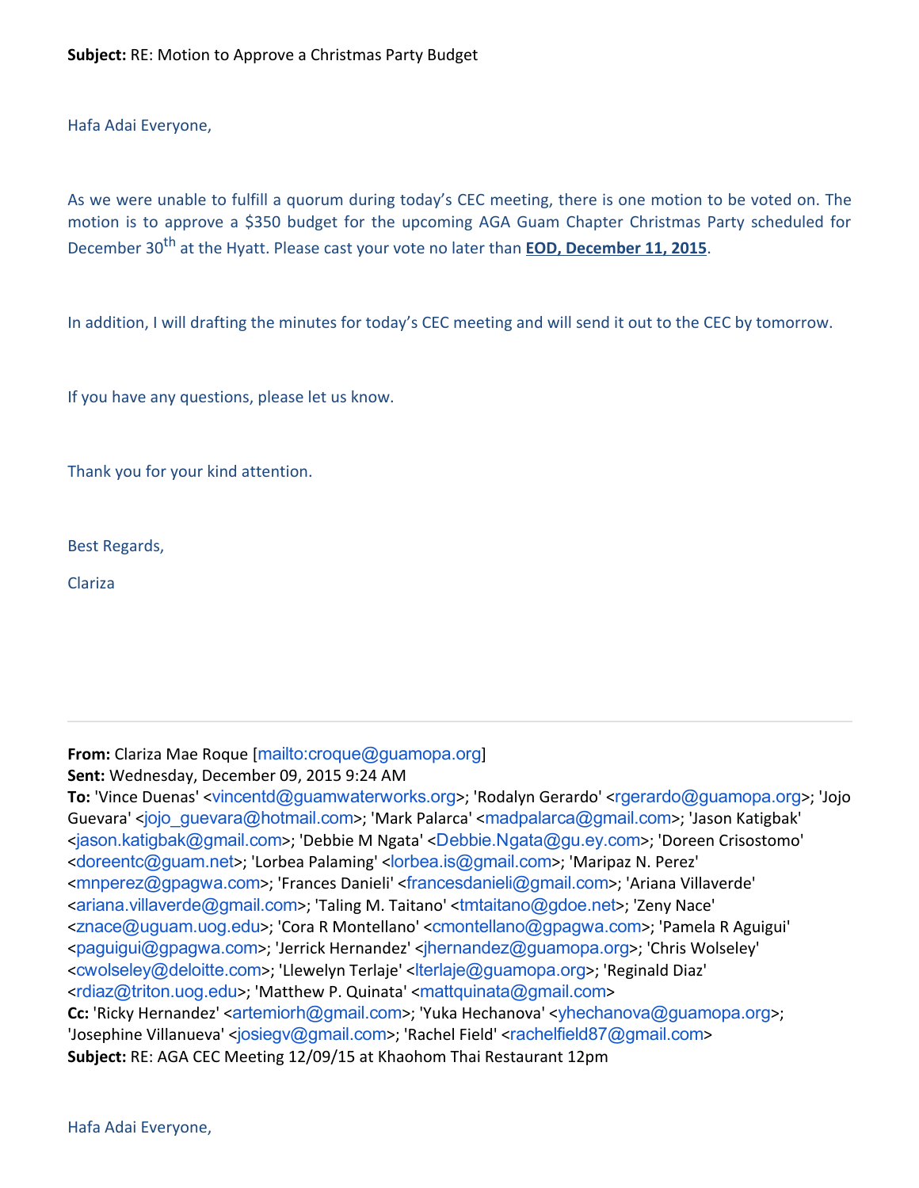**Subject:** RE: Motion to Approve a Christmas Party Budget

Hafa Adai Everyone,

As we were unable to fulfill a quorum during today's CEC meeting, there is one motion to be voted on. The motion is to approve a $350 budget for the upcoming AGA Guam Chapter Christmas Party scheduled for December 30th at the Hyatt. Please cast your vote no later than **EOD, December 11, 2015**.

In addition, I will drafting the minutes for today's CEC meeting and will send it out to the CEC by tomorrow.

If you have any questions, please let us know.

Thank you for your kind attention.

Best Regards,

Clariza

---

**From:** Clariza Mae Roque [mailto:croque@guamopa.org]
**Sent:** Wednesday, December 09, 2015 9:24 AM
**To:** 'Vince Duenas' <vincentd@guamwaterworks.org>; 'Rodalyn Gerardo' <rgerardo@guamopa.org>; 'Jojo Guevara' <jojo_guevara@hotmail.com>; 'Mark Palarca' <madpalarca@gmail.com>; 'Jason Katigbak' <jason.katigbak@gmail.com>; 'Debbie M Ngata' <Debbie.Ngata@gu.ey.com>; 'Doreen Crisostomo' <doreentc@guam.net>; 'Lorbea Palaming' <lorbea.is@gmail.com>; 'Maripaz N. Perez' <mnperez@gpagwa.com>; 'Frances Danieli' <francesdanieli@gmail.com>; 'Ariana Villaverde' <ariana.villaverde@gmail.com>; 'Taling M. Taitano' <tmtaitano@gdoe.net>; 'Zeny Nace' <znace@uguam.uog.edu>; 'Cora R Montellano' <cmontellano@gpagwa.com>; 'Pamela R Aguigui' <paguigui@gpagwa.com>; 'Jerrick Hernandez' <jhernandez@guamopa.org>; 'Chris Wolseley' <cwolseley@deloitte.com>; 'Llewelyn Terlaje' <lterlaje@guamopa.org>; 'Reginald Diaz' <rdiaz@triton.uog.edu>; 'Matthew P. Quinata' <mattquinata@gmail.com>
**Cc:** 'Ricky Hernandez' <artemiorh@gmail.com>; 'Yuka Hechanova' <yhechanova@guamopa.org>; 'Josephine Villanueva' <josiegv@gmail.com>; 'Rachel Field' <rachelfield87@gmail.com>
**Subject:** RE: AGA CEC Meeting 12/09/15 at Khaohom Thai Restaurant 12pm

Hafa Adai Everyone,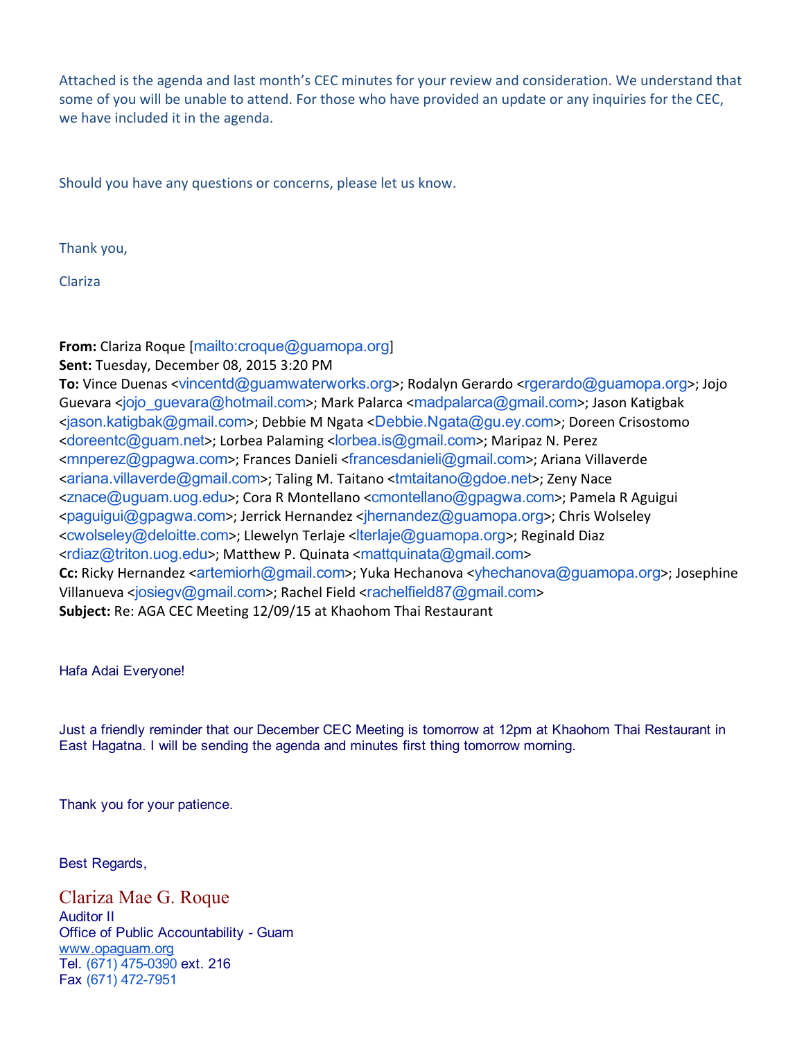Attached is the agenda and last month's CEC minutes for your review and consideration. We understand that some of you will be unable to attend. For those who have provided an update or any inquiries for the CEC, we have included it in the agenda.

Should you have any questions or concerns, please let us know.

Thank you,

Clariza

**From:** Clariza Roque [mailto:croque@guamopa.org]
**Sent:** Tuesday, December 08, 2015 3:20 PM
**To:** Vince Duenas <vincentd@guamwaterworks.org>; Rodalyn Gerardo <rgerardo@guamopa.org>; Jojo Guevara <jojo_guevara@hotmail.com>; Mark Palarca <madpalarca@gmail.com>; Jason Katigbak <jason.katigbak@gmail.com>; Debbie M Ngata <Debbie.Ngata@gu.ey.com>; Doreen Crisostomo <doreentc@guam.net>; Lorbea Palaming <lorbea.is@gmail.com>; Maripaz N. Perez <mnperez@gpagwa.com>; Frances Danieli <francesdanieli@gmail.com>; Ariana Villaverde <ariana.villaverde@gmail.com>; Taling M. Taitano <tmtaitano@gdoe.net>; Zeny Nace <znace@uguam.uog.edu>; Cora R Montellano <cmontellano@gpagwa.com>; Pamela R Aguigui <paguigui@gpagwa.com>; Jerrick Hernandez <jhernandez@guamopa.org>; Chris Wolseley <cwolseley@deloitte.com>; Llewelyn Terlaje <lterlaje@guamopa.org>; Reginald Diaz <rdiaz@triton.uog.edu>; Matthew P. Quinata <mattquinata@gmail.com>
**Cc:** Ricky Hernandez <artemiorh@gmail.com>; Yuka Hechanova <yhechanova@guamopa.org>; Josephine Villanueva <josiegv@gmail.com>; Rachel Field <rachelfield87@gmail.com>
**Subject:** Re: AGA CEC Meeting 12/09/15 at Khaohom Thai Restaurant

Hafa Adai Everyone!

Just a friendly reminder that our December CEC Meeting is tomorrow at 12pm at Khaohom Thai Restaurant in East Hagatna. I will be sending the agenda and minutes first thing tomorrow morning.

Thank you for your patience.

Best Regards,

Clariza Mae G. Roque
Auditor II
Office of Public Accountability - Guam
www.opaguam.org
Tel. (671) 475-0390 ext. 216
Fax (671) 472-7951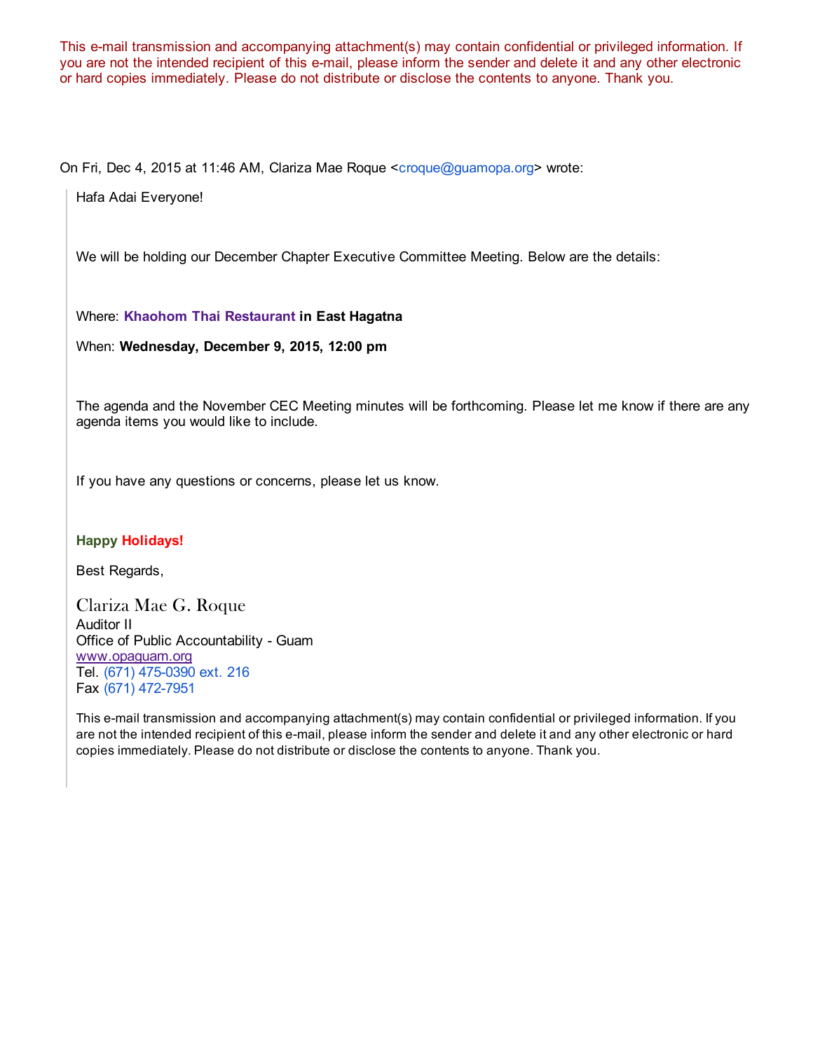This e-mail transmission and accompanying attachment(s) may contain confidential or privileged information. If you are not the intended recipient of this e-mail, please inform the sender and delete it and any other electronic or hard copies immediately. Please do not distribute or disclose the contents to anyone. Thank you.

On Fri, Dec 4, 2015 at 11:46 AM, Clariza Mae Roque <croque@guamopa.org> wrote:

> Hafa Adai Everyone!
>
> We will be holding our December Chapter Executive Committee Meeting. Below are the details:
>
> Where: **Khaohom Thai Restaurant in East Hagatna**
>
> When: **Wednesday, December 9, 2015, 12:00 pm**
>
> The agenda and the November CEC Meeting minutes will be forthcoming. Please let me know if there are any agenda items you would like to include.
>
> If you have any questions or concerns, please let us know.
>
> **Happy Holidays!**
>
> Best Regards,
>
> Clariza Mae G. Roque
> Auditor II
> Office of Public Accountability - Guam
> www.opaguam.org
> Tel. (671) 475-0390 ext. 216
> Fax (671) 472-7951
>
> This e-mail transmission and accompanying attachment(s) may contain confidential or privileged information. If you are not the intended recipient of this e-mail, please inform the sender and delete it and any other electronic or hard copies immediately. Please do not distribute or disclose the contents to anyone. Thank you.